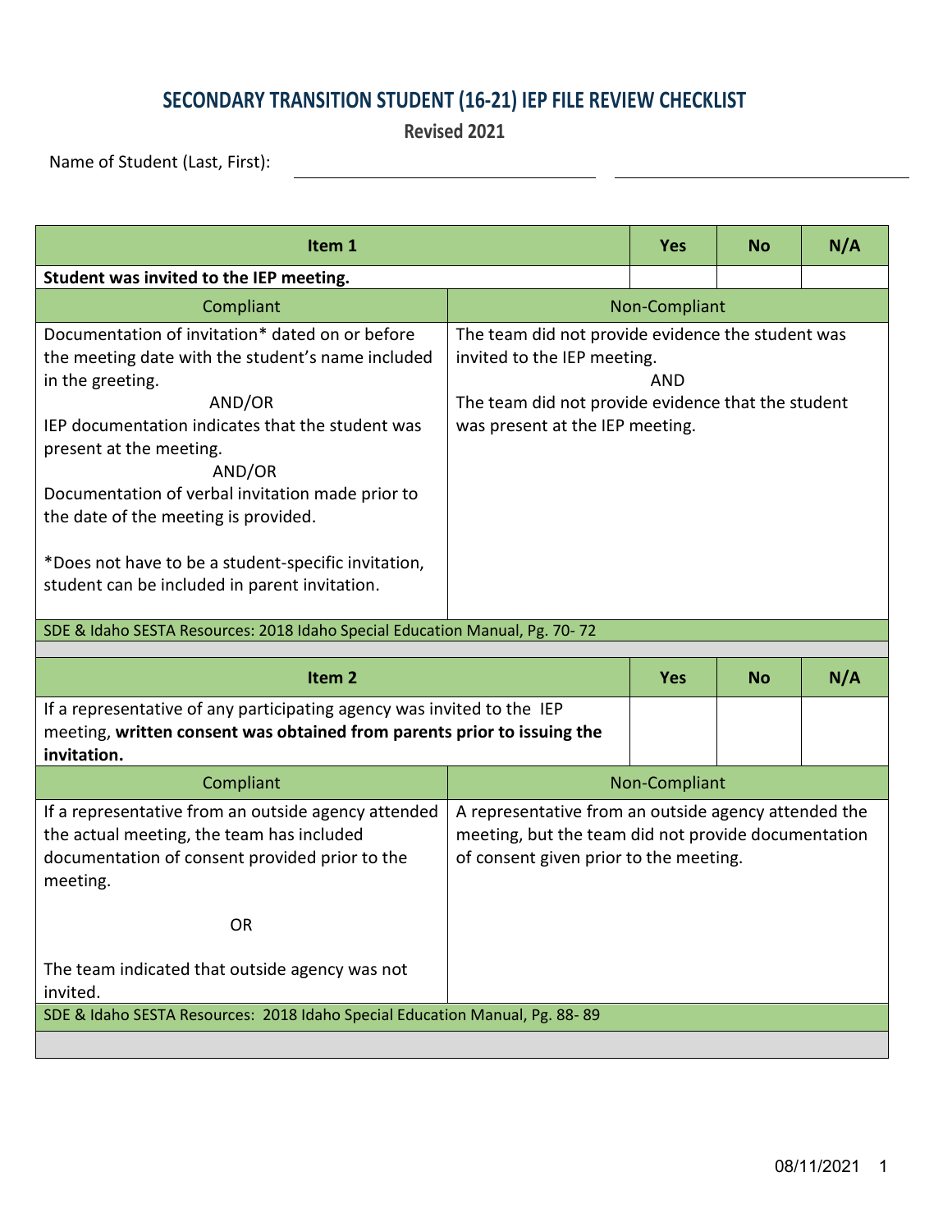# SECONDARY TRANSITION STUDENT (16-21) IEP FILE REVIEW CHECKLIST

**Revised 2021**

Name of Student (Last, First): ______________________ ______________________

| **Item 1** | | **Yes** | **No** | **N/A** |
|---|---|---|---|---|
| **Student was invited to the IEP meeting.** | | | | |
| Compliant | Non-Compliant | | | |
| Documentation of invitation* dated on or before the meeting date with the student's name included in the greeting.<br>AND/OR<br>IEP documentation indicates that the student was present at the meeting.<br>AND/OR<br>Documentation of verbal invitation made prior to the date of the meeting is provided.<br><br>*Does not have to be a student-specific invitation, student can be included in parent invitation. | The team did not provide evidence the student was invited to the IEP meeting.<br>AND<br>The team did not provide evidence that the student was present at the IEP meeting. | | | |
| SDE & Idaho SESTA Resources: 2018 Idaho Special Education Manual, Pg. 70- 72 | | | | |

| **Item 2** | | **Yes** | **No** | **N/A** |
|---|---|---|---|---|
| If a representative of any participating agency was invited to the IEP meeting, **written consent was obtained from parents prior to issuing the invitation.** | | | | |
| Compliant | Non-Compliant | | | |
| If a representative from an outside agency attended the actual meeting, the team has included documentation of consent provided prior to the meeting.<br><br>OR<br><br>The team indicated that outside agency was not invited. | A representative from an outside agency attended the meeting, but the team did not provide documentation of consent given prior to the meeting. | | | |
| SDE & Idaho SESTA Resources: 2018 Idaho Special Education Manual, Pg. 88- 89 | | | | |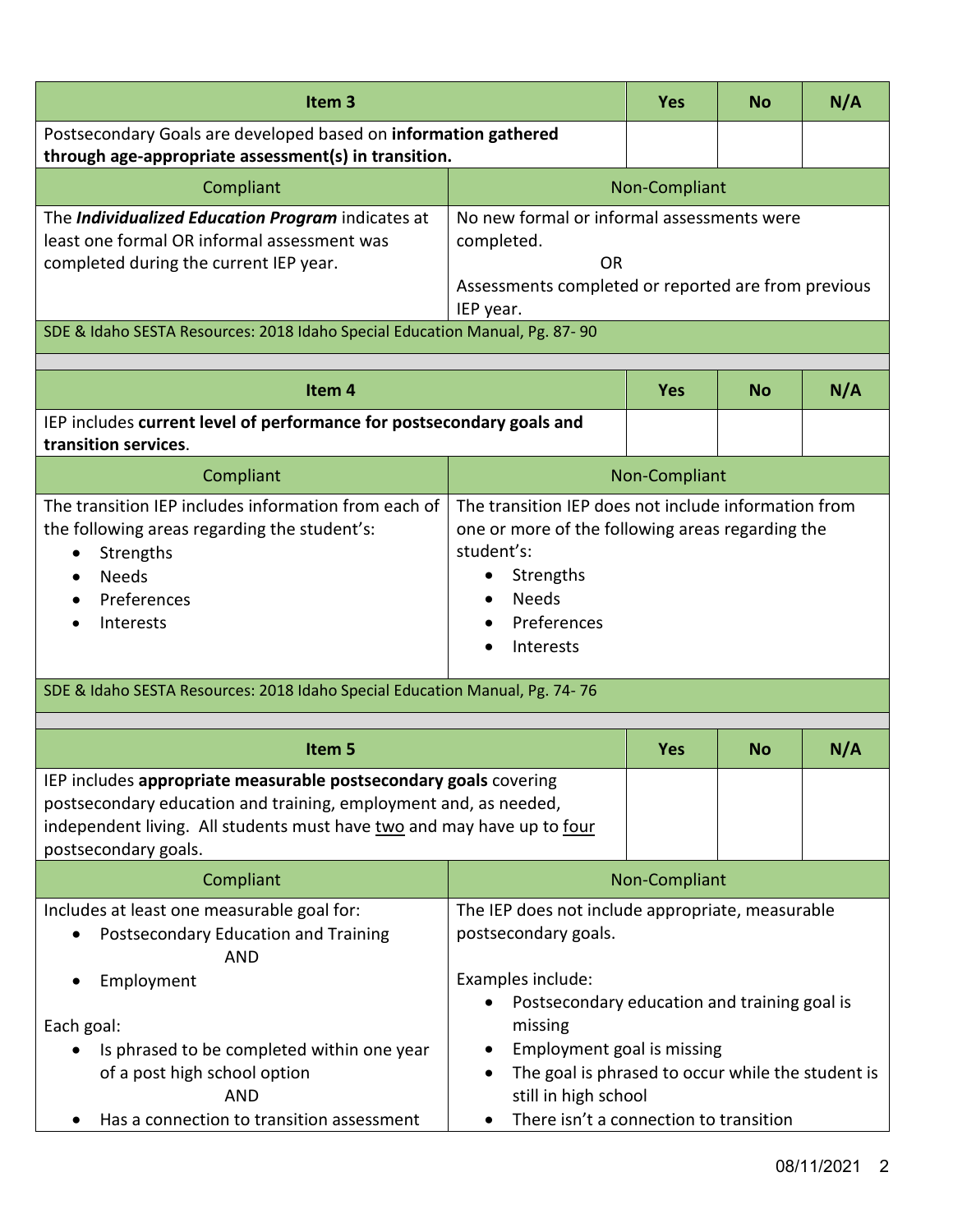| Item 3 | | Yes | No | N/A |
|---|---|---|---|---|
| Postsecondary Goals are developed based on **information gathered through age-appropriate assessment(s) in transition.** | | | | |
| Compliant | Non-Compliant | | | |
| The ***Individualized Education Program*** indicates at least one formal OR informal assessment was completed during the current IEP year. | No new formal or informal assessments were completed.<br>OR<br>Assessments completed or reported are from previous IEP year. | | | |
| SDE & Idaho SESTA Resources: 2018 Idaho Special Education Manual, Pg. 87- 90 | | | | |

| Item 4 | | Yes | No | N/A |
|---|---|---|---|---|
| IEP includes **current level of performance for postsecondary goals and transition services**. | | | | |
| Compliant | Non-Compliant | | | |
| The transition IEP includes information from each of the following areas regarding the student's:<br>• Strengths<br>• Needs<br>• Preferences<br>• Interests | The transition IEP does not include information from one or more of the following areas regarding the student's:<br>• Strengths<br>• Needs<br>• Preferences<br>• Interests | | | |
| SDE & Idaho SESTA Resources: 2018 Idaho Special Education Manual, Pg. 74- 76 | | | | |

| Item 5 | | Yes | No | N/A |
|---|---|---|---|---|
| IEP includes **appropriate measurable postsecondary goals** covering postsecondary education and training, employment and, as needed, independent living. All students must have <u>two</u> and may have up to <u>four</u> postsecondary goals. | | | | |
| Compliant | Non-Compliant | | | |
| Includes at least one measurable goal for:<br>• Postsecondary Education and Training<br>AND<br>• Employment<br><br>Each goal:<br>• Is phrased to be completed within one year of a post high school option<br>AND<br>• Has a connection to transition assessment | The IEP does not include appropriate, measurable postsecondary goals.<br><br>Examples include:<br>• Postsecondary education and training goal is missing<br>• Employment goal is missing<br>• The goal is phrased to occur while the student is still in high school<br>• There isn't a connection to transition | | | |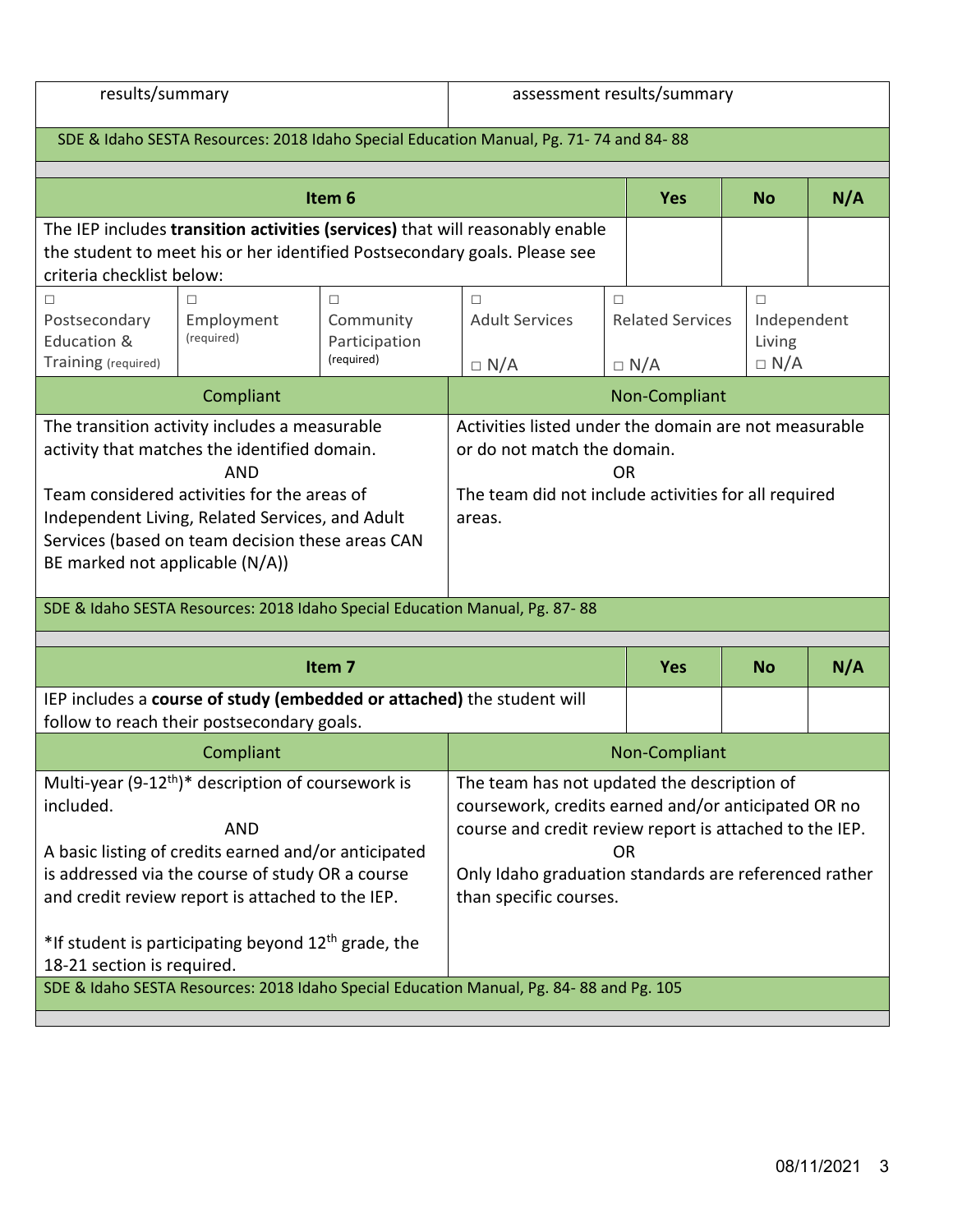| results/summary | assessment results/summary |
|---|---|

SDE & Idaho SESTA Resources: 2018 Idaho Special Education Manual, Pg. 71- 74 and 84- 88

| Item 6 | Yes | No | N/A |
|---|---|---|---|
| The IEP includes **transition activities (services)** that will reasonably enable the student to meet his or her identified Postsecondary goals. Please see criteria checklist below: | | | |

| □ Postsecondary Education & Training (required) | □ Employment (required) | □ Community Participation (required) | □ Adult Services □ N/A | □ Related Services □ N/A | □ Independent Living □ N/A |
|---|---|---|---|---|---|

| Compliant | Non-Compliant |
|---|---|
| The transition activity includes a measurable activity that matches the identified domain. AND Team considered activities for the areas of Independent Living, Related Services, and Adult Services (based on team decision these areas CAN BE marked not applicable (N/A)) | Activities listed under the domain are not measurable or do not match the domain. OR The team did not include activities for all required areas. |

SDE & Idaho SESTA Resources: 2018 Idaho Special Education Manual, Pg. 87- 88

| Item 7 | Yes | No | N/A |
|---|---|---|---|
| IEP includes a **course of study (embedded or attached)** the student will follow to reach their postsecondary goals. | | | |

| Compliant | Non-Compliant |
|---|---|
| Multi-year (9-12th)* description of coursework is included. AND A basic listing of credits earned and/or anticipated is addressed via the course of study OR a course and credit review report is attached to the IEP. *If student is participating beyond 12th grade, the 18-21 section is required. | The team has not updated the description of coursework, credits earned and/or anticipated OR no course and credit review report is attached to the IEP. OR Only Idaho graduation standards are referenced rather than specific courses. |

SDE & Idaho SESTA Resources: 2018 Idaho Special Education Manual, Pg. 84- 88 and Pg. 105

08/11/2021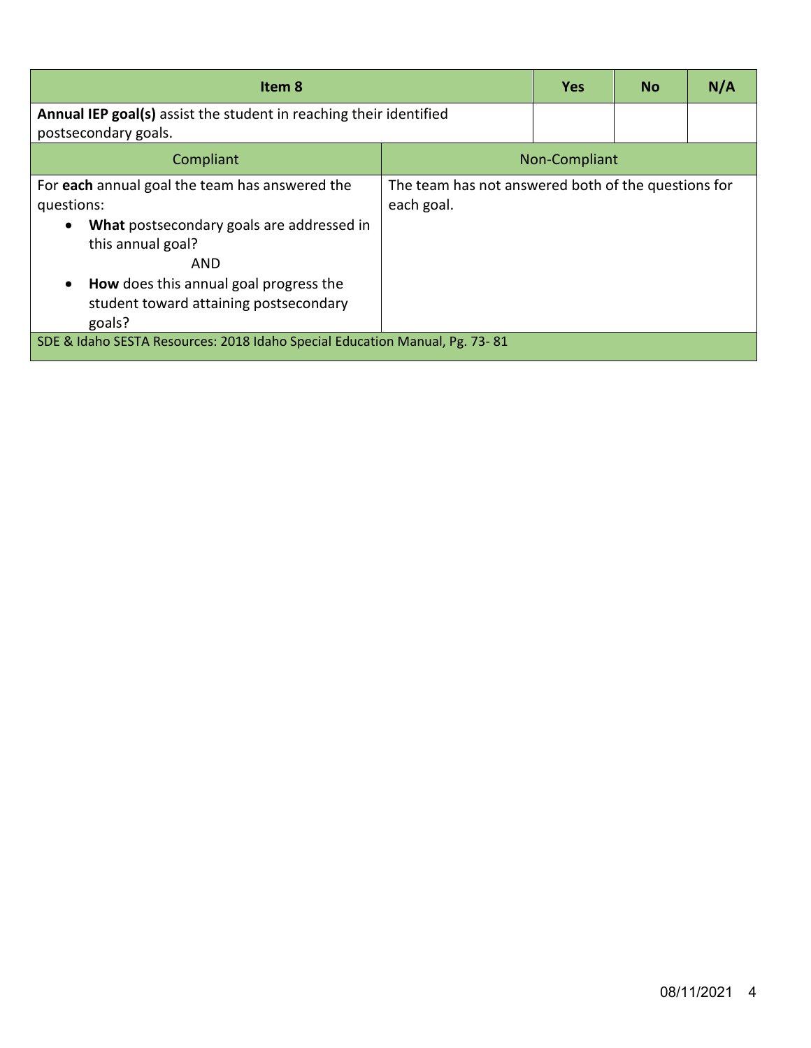| Item 8 | | Yes | No | N/A |
|---|---|---|---|---|
| **Annual IEP goal(s)** assist the student in reaching their identified postsecondary goals. | | | | |
| Compliant | Non-Compliant | | | |
| For **each** annual goal the team has answered the questions:<br>• **What** postsecondary goals are addressed in this annual goal?<br>AND<br>• **How** does this annual goal progress the student toward attaining postsecondary goals? | The team has not answered both of the questions for each goal. | | | |
| SDE & Idaho SESTA Resources: 2018 Idaho Special Education Manual, Pg. 73- 81 | | | | |